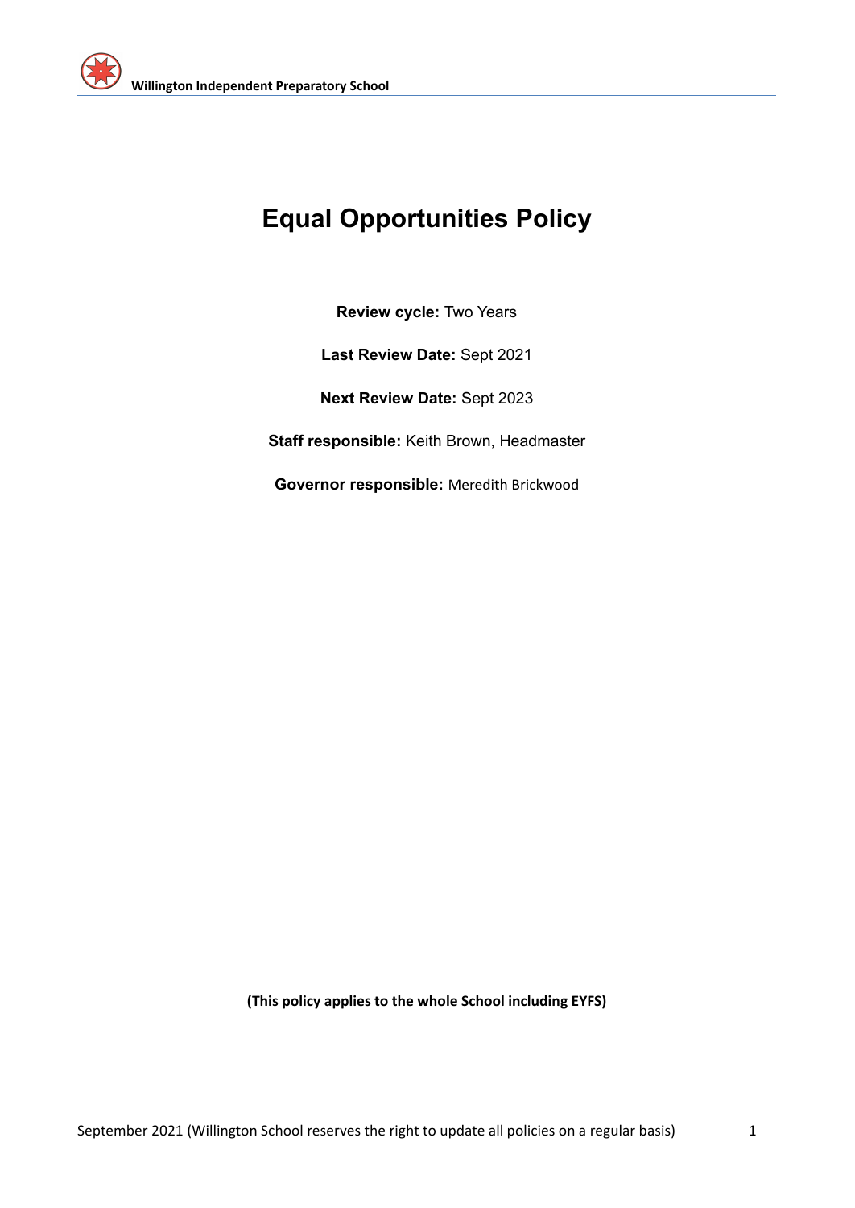# Equal Opportunities Policy

**Review cycle:** Two Years

**Last Review Date:** Sept 2021

**Next Review Date:** Sept 2023

**Staff responsible:** Keith Brown, Headmaster

**Governor responsible:** Meredith Brickwood

**(This policy applies to the whole School including EYFS)**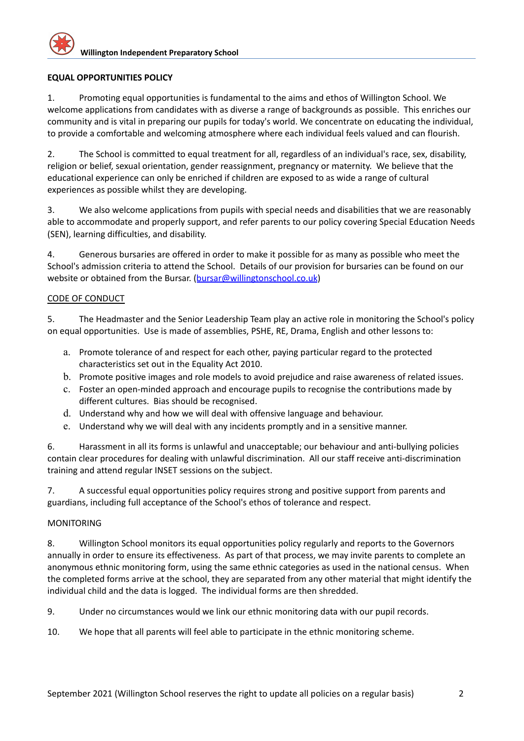## EQUAL OPPORTUNITIES POLICY

1. Promoting equal opportunities is fundamental to the aims and ethos of Willington School. We welcome applications from candidates with as diverse a range of backgrounds as possible. This enriches our community and is vital in preparing our pupils for today's world. We concentrate on educating the individual, to provide a comfortable and welcoming atmosphere where each individual feels valued and can flourish.

2. The School is committed to equal treatment for all, regardless of an individual's race, sex, disability, religion or belief, sexual orientation, gender reassignment, pregnancy or maternity. We believe that the educational experience can only be enriched if children are exposed to as wide a range of cultural experiences as possible whilst they are developing.

3. We also welcome applications from pupils with special needs and disabilities that we are reasonably able to accommodate and properly support, and refer parents to our policy covering Special Education Needs (SEN), learning difficulties, and disability.

4. Generous bursaries are offered in order to make it possible for as many as possible who meet the School's admission criteria to attend the School. Details of our provision for bursaries can be found on our website or obtained from the Bursar. (bursar@willingtonschool.co.uk)

### CODE OF CONDUCT

5. The Headmaster and the Senior Leadership Team play an active role in monitoring the School's policy on equal opportunities. Use is made of assemblies, PSHE, RE, Drama, English and other lessons to:

   a. Promote tolerance of and respect for each other, paying particular regard to the protected characteristics set out in the Equality Act 2010.
   b. Promote positive images and role models to avoid prejudice and raise awareness of related issues.
   c. Foster an open-minded approach and encourage pupils to recognise the contributions made by different cultures. Bias should be recognised.
   d. Understand why and how we will deal with offensive language and behaviour.
   e. Understand why we will deal with any incidents promptly and in a sensitive manner.

6. Harassment in all its forms is unlawful and unacceptable; our behaviour and anti-bullying policies contain clear procedures for dealing with unlawful discrimination. All our staff receive anti-discrimination training and attend regular INSET sessions on the subject.

7. A successful equal opportunities policy requires strong and positive support from parents and guardians, including full acceptance of the School's ethos of tolerance and respect.

### MONITORING

8. Willington School monitors its equal opportunities policy regularly and reports to the Governors annually in order to ensure its effectiveness. As part of that process, we may invite parents to complete an anonymous ethnic monitoring form, using the same ethnic categories as used in the national census. When the completed forms arrive at the school, they are separated from any other material that might identify the individual child and the data is logged. The individual forms are then shredded.

9. Under no circumstances would we link our ethnic monitoring data with our pupil records.

10. We hope that all parents will feel able to participate in the ethnic monitoring scheme.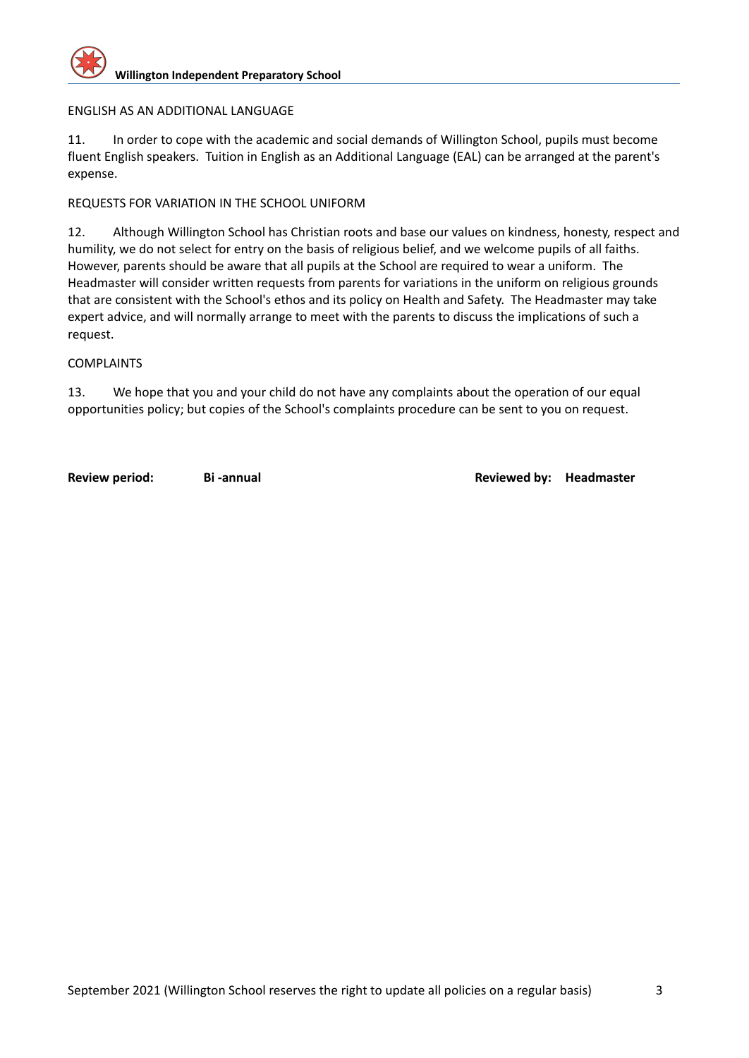ENGLISH AS AN ADDITIONAL LANGUAGE

11. In order to cope with the academic and social demands of Willington School, pupils must become fluent English speakers. Tuition in English as an Additional Language (EAL) can be arranged at the parent's expense.

REQUESTS FOR VARIATION IN THE SCHOOL UNIFORM

12. Although Willington School has Christian roots and base our values on kindness, honesty, respect and humility, we do not select for entry on the basis of religious belief, and we welcome pupils of all faiths. However, parents should be aware that all pupils at the School are required to wear a uniform. The Headmaster will consider written requests from parents for variations in the uniform on religious grounds that are consistent with the School's ethos and its policy on Health and Safety. The Headmaster may take expert advice, and will normally arrange to meet with the parents to discuss the implications of such a request.

COMPLAINTS

13. We hope that you and your child do not have any complaints about the operation of our equal opportunities policy; but copies of the School's complaints procedure can be sent to you on request.

**Review period:** **Bi -annual** **Reviewed by:** **Headmaster**

September 2021 (Willington School reserves the right to update all policies on a regular basis)